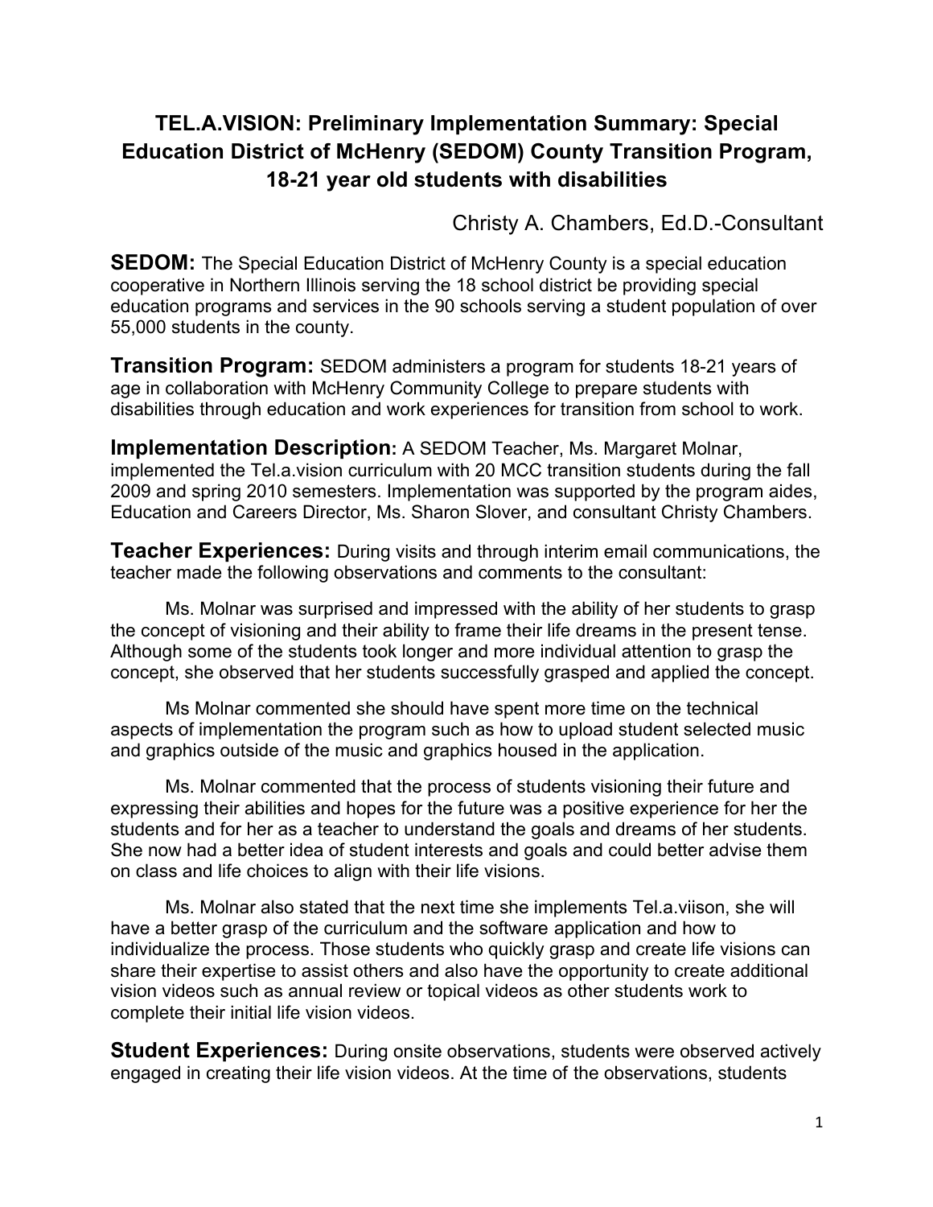# TEL.A.VISION: Preliminary Implementation Summary: Special Education District of McHenry (SEDOM) County Transition Program, 18-21 year old students with disabilities

Christy A. Chambers, Ed.D.-Consultant

**SEDOM:** The Special Education District of McHenry County is a special education cooperative in Northern Illinois serving the 18 school district be providing special education programs and services in the 90 schools serving a student population of over 55,000 students in the county.

**Transition Program:** SEDOM administers a program for students 18-21 years of age in collaboration with McHenry Community College to prepare students with disabilities through education and work experiences for transition from school to work.

**Implementation Description:** A SEDOM Teacher, Ms. Margaret Molnar, implemented the Tel.a.vision curriculum with 20 MCC transition students during the fall 2009 and spring 2010 semesters. Implementation was supported by the program aides, Education and Careers Director, Ms. Sharon Slover, and consultant Christy Chambers.

**Teacher Experiences:** During visits and through interim email communications, the teacher made the following observations and comments to the consultant:

Ms. Molnar was surprised and impressed with the ability of her students to grasp the concept of visioning and their ability to frame their life dreams in the present tense. Although some of the students took longer and more individual attention to grasp the concept, she observed that her students successfully grasped and applied the concept.

Ms Molnar commented she should have spent more time on the technical aspects of implementation the program such as how to upload student selected music and graphics outside of the music and graphics housed in the application.

Ms. Molnar commented that the process of students visioning their future and expressing their abilities and hopes for the future was a positive experience for her the students and for her as a teacher to understand the goals and dreams of her students. She now had a better idea of student interests and goals and could better advise them on class and life choices to align with their life visions.

Ms. Molnar also stated that the next time she implements Tel.a.viison, she will have a better grasp of the curriculum and the software application and how to individualize the process. Those students who quickly grasp and create life visions can share their expertise to assist others and also have the opportunity to create additional vision videos such as annual review or topical videos as other students work to complete their initial life vision videos.

**Student Experiences:** During onsite observations, students were observed actively engaged in creating their life vision videos. At the time of the observations, students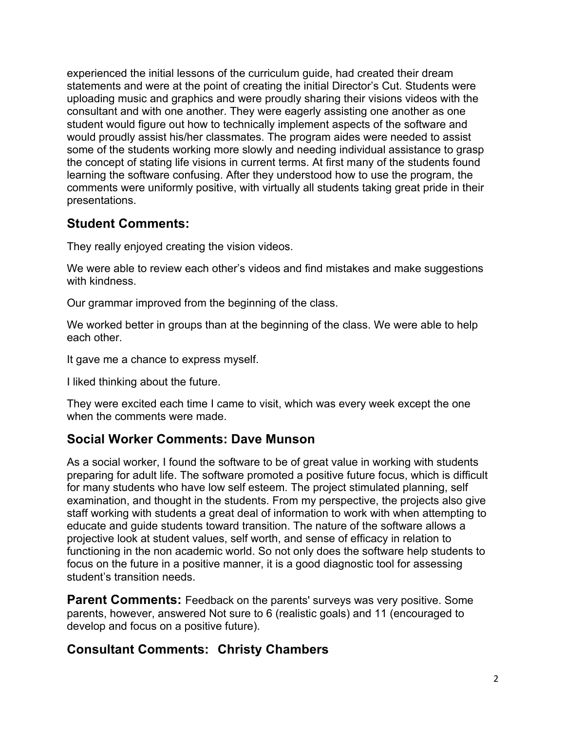experienced the initial lessons of the curriculum guide, had created their dream statements and were at the point of creating the initial Director's Cut. Students were uploading music and graphics and were proudly sharing their visions videos with the consultant and with one another. They were eagerly assisting one another as one student would figure out how to technically implement aspects of the software and would proudly assist his/her classmates. The program aides were needed to assist some of the students working more slowly and needing individual assistance to grasp the concept of stating life visions in current terms. At first many of the students found learning the software confusing. After they understood how to use the program, the comments were uniformly positive, with virtually all students taking great pride in their presentations.

## Student Comments:

They really enjoyed creating the vision videos.

We were able to review each other's videos and find mistakes and make suggestions with kindness.

Our grammar improved from the beginning of the class.

We worked better in groups than at the beginning of the class. We were able to help each other.

It gave me a chance to express myself.

I liked thinking about the future.

They were excited each time I came to visit, which was every week except the one when the comments were made.

## Social Worker Comments: Dave Munson

As a social worker, I found the software to be of great value in working with students preparing for adult life. The software promoted a positive future focus, which is difficult for many students who have low self esteem. The project stimulated planning, self examination, and thought in the students. From my perspective, the projects also give staff working with students a great deal of information to work with when attempting to educate and guide students toward transition. The nature of the software allows a projective look at student values, self worth, and sense of efficacy in relation to functioning in the non academic world. So not only does the software help students to focus on the future in a positive manner, it is a good diagnostic tool for assessing student's transition needs.

**Parent Comments:** Feedback on the parents' surveys was very positive. Some parents, however, answered Not sure to 6 (realistic goals) and 11 (encouraged to develop and focus on a positive future).

## Consultant Comments: Christy Chambers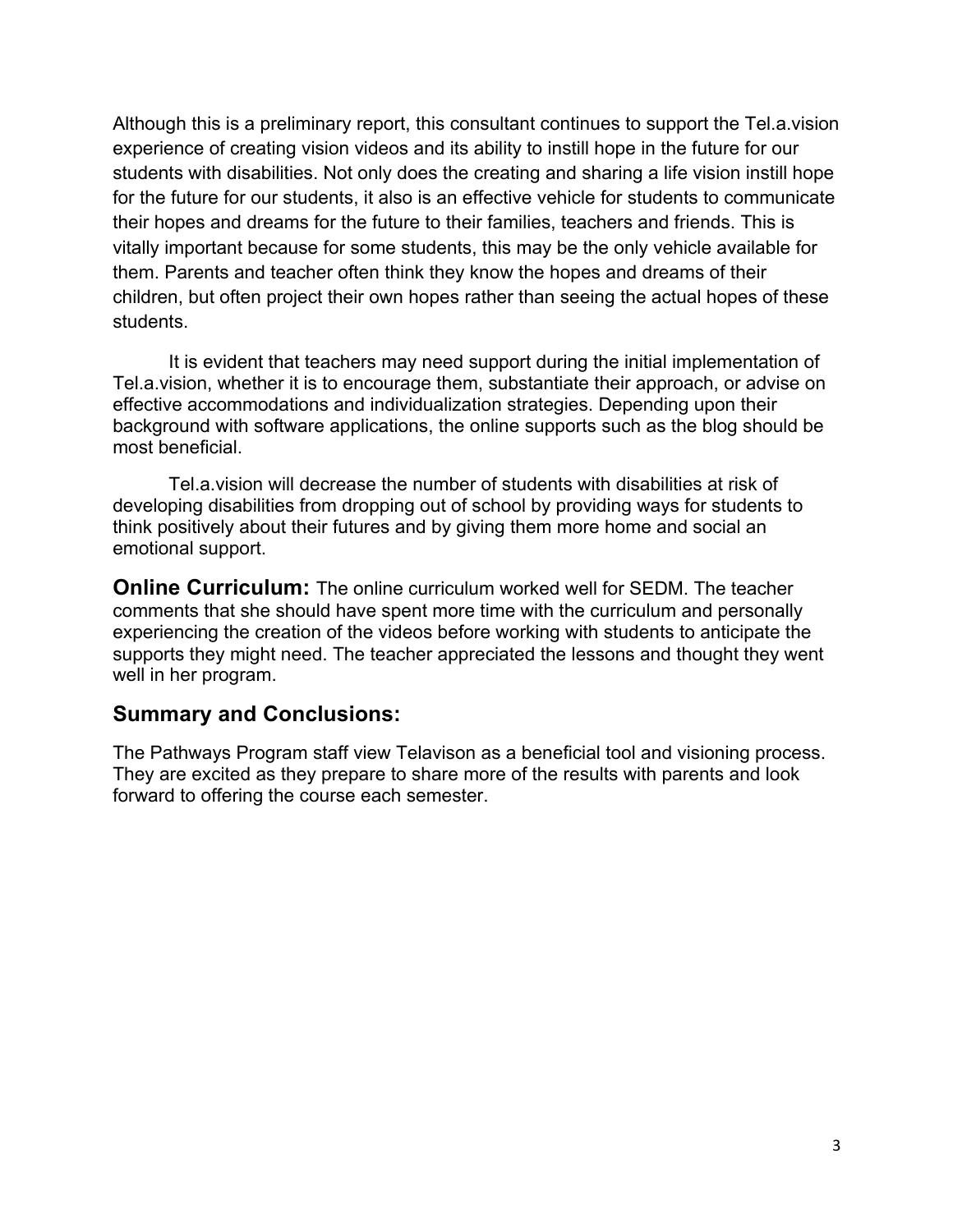Although this is a preliminary report, this consultant continues to support the Tel.a.vision experience of creating vision videos and its ability to instill hope in the future for our students with disabilities. Not only does the creating and sharing a life vision instill hope for the future for our students, it also is an effective vehicle for students to communicate their hopes and dreams for the future to their families, teachers and friends. This is vitally important because for some students, this may be the only vehicle available for them. Parents and teacher often think they know the hopes and dreams of their children, but often project their own hopes rather than seeing the actual hopes of these students.

It is evident that teachers may need support during the initial implementation of Tel.a.vision, whether it is to encourage them, substantiate their approach, or advise on effective accommodations and individualization strategies. Depending upon their background with software applications, the online supports such as the blog should be most beneficial.

Tel.a.vision will decrease the number of students with disabilities at risk of developing disabilities from dropping out of school by providing ways for students to think positively about their futures and by giving them more home and social an emotional support.

**Online Curriculum:** The online curriculum worked well for SEDM. The teacher comments that she should have spent more time with the curriculum and personally experiencing the creation of the videos before working with students to anticipate the supports they might need. The teacher appreciated the lessons and thought they went well in her program.

## Summary and Conclusions:

The Pathways Program staff view Telavison as a beneficial tool and visioning process. They are excited as they prepare to share more of the results with parents and look forward to offering the course each semester.